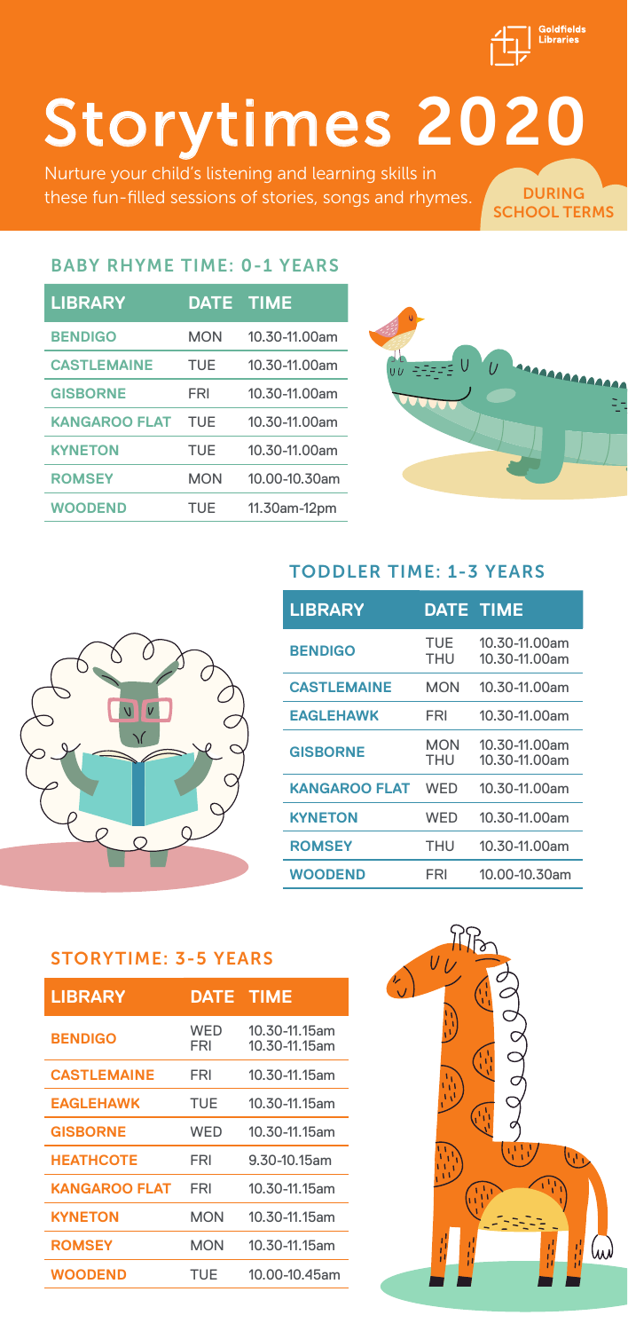Goldfields Libraries

# Storytimes 2020

Nurture your child's listening and learning skills in these fun-filled sessions of stories, songs and rhymes.

DURING SCHOOL TERMS

## BABY RHYME TIME: 0-1 YEARS

| LIBRARY | DATE | TIME |
|---|---|---|
| BENDIGO | MON | 10.30-11.00am |
| CASTLEMAINE | TUE | 10.30-11.00am |
| GISBORNE | FRI | 10.30-11.00am |
| KANGAROO FLAT | TUE | 10.30-11.00am |
| KYNETON | TUE | 10.30-11.00am |
| ROMSEY | MON | 10.00-10.30am |
| WOODEND | TUE | 11.30am-12pm |

## TODDLER TIME: 1-3 YEARS

| LIBRARY | DATE | TIME |
|---|---|---|
| BENDIGO | TUE<br>THU | 10.30-11.00am<br>10.30-11.00am |
| CASTLEMAINE | MON | 10.30-11.00am |
| EAGLEHAWK | FRI | 10.30-11.00am |
| GISBORNE | MON<br>THU | 10.30-11.00am<br>10.30-11.00am |
| KANGAROO FLAT | WED | 10.30-11.00am |
| KYNETON | WED | 10.30-11.00am |
| ROMSEY | THU | 10.30-11.00am |
| WOODEND | FRI | 10.00-10.30am |

## STORYTIME: 3-5 YEARS

| LIBRARY | DATE | TIME |
|---|---|---|
| BENDIGO | WED<br>FRI | 10.30-11.15am<br>10.30-11.15am |
| CASTLEMAINE | FRI | 10.30-11.15am |
| EAGLEHAWK | TUE | 10.30-11.15am |
| GISBORNE | WED | 10.30-11.15am |
| HEATHCOTE | FRI | 9.30-10.15am |
| KANGAROO FLAT | FRI | 10.30-11.15am |
| KYNETON | MON | 10.30-11.15am |
| ROMSEY | MON | 10.30-11.15am |
| WOODEND | TUE | 10.00-10.45am |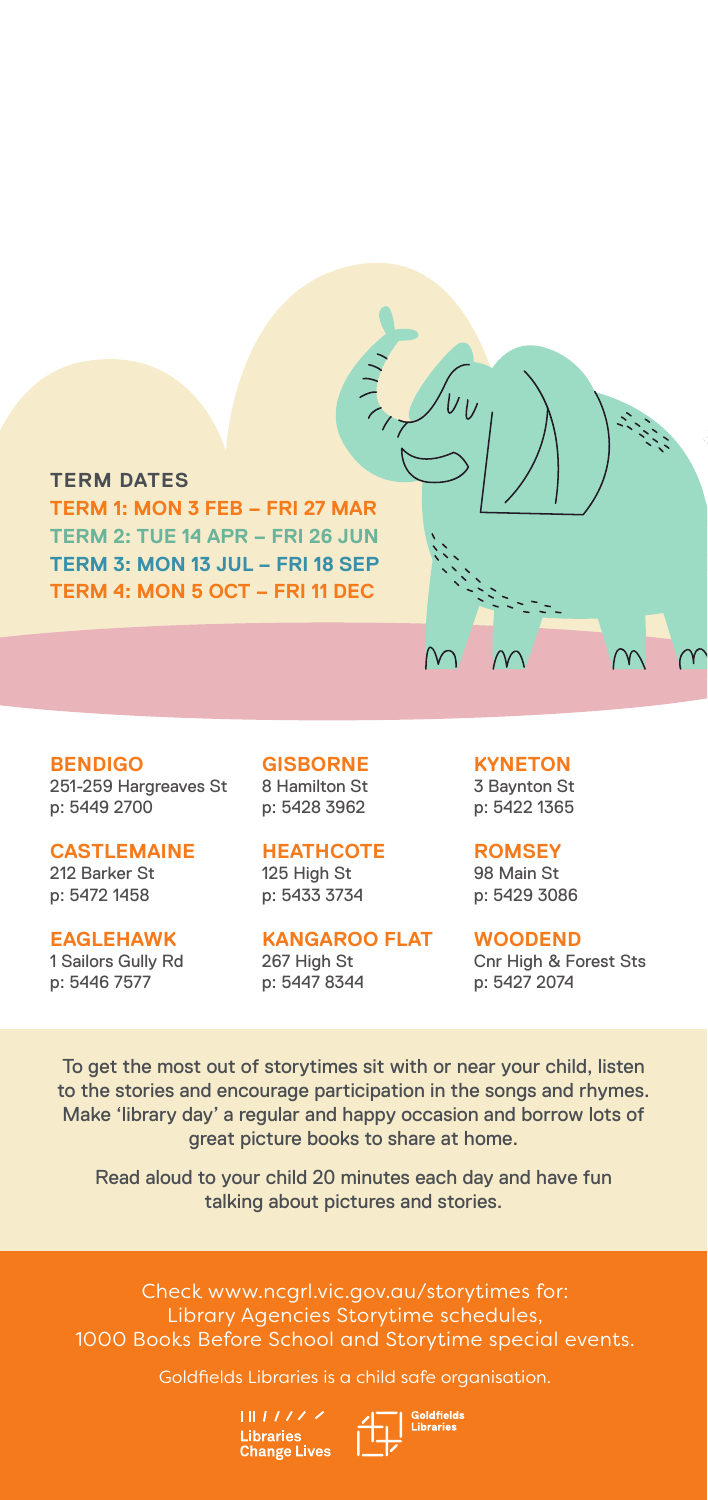## TERM DATES

**TERM 1: MON 3 FEB – FRI 27 MAR**
**TERM 2: TUE 14 APR – FRI 26 JUN**
**TERM 3: MON 13 JUL – FRI 18 SEP**
**TERM 4: MON 5 OCT – FRI 11 DEC**

**BENDIGO**
251-259 Hargreaves St
p: 5449 2700

**CASTLEMAINE**
212 Barker St
p: 5472 1458

**EAGLEHAWK**
1 Sailors Gully Rd
p: 5446 7577

**GISBORNE**
8 Hamilton St
p: 5428 3962

**HEATHCOTE**
125 High St
p: 5433 3734

**KANGAROO FLAT**
267 High St
p: 5447 8344

**KYNETON**
3 Baynton St
p: 5422 1365

**ROMSEY**
98 Main St
p: 5429 3086

**WOODEND**
Cnr High & Forest Sts
p: 5427 2074

To get the most out of storytimes sit with or near your child, listen to the stories and encourage participation in the songs and rhymes. Make 'library day' a regular and happy occasion and borrow lots of great picture books to share at home.

Read aloud to your child 20 minutes each day and have fun talking about pictures and stories.

Check www.ncgrl.vic.gov.au/storytimes for:
Library Agencies Storytime schedules,
1000 Books Before School and Storytime special events.

Goldfields Libraries is a child safe organisation.

Libraries Change Lives

Goldfields Libraries